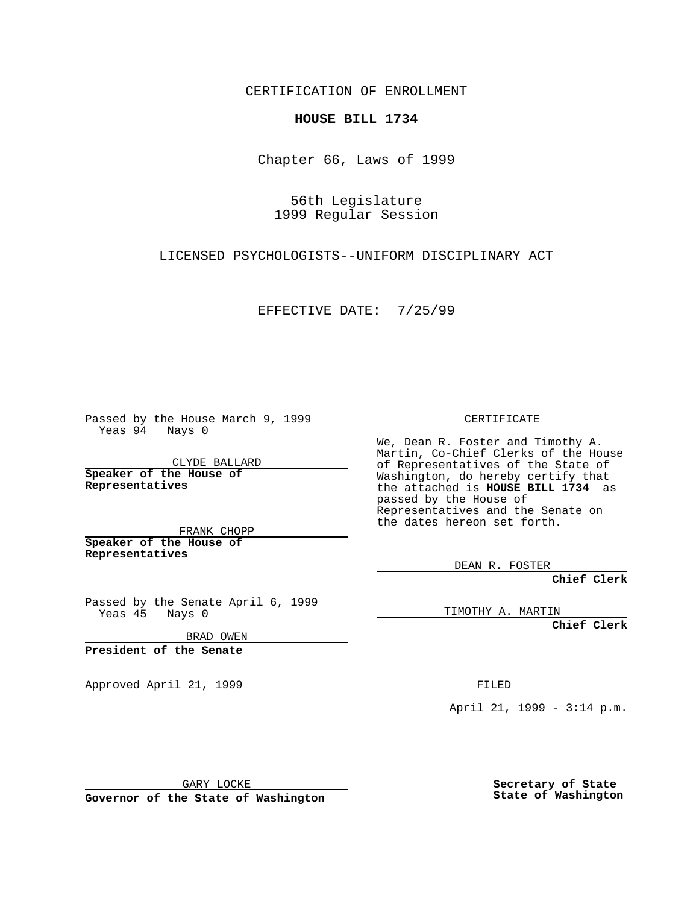CERTIFICATION OF ENROLLMENT

**HOUSE BILL 1734**

Chapter 66, Laws of 1999

56th Legislature
1999 Regular Session

LICENSED PSYCHOLOGISTS--UNIFORM DISCIPLINARY ACT

EFFECTIVE DATE: 7/25/99

Passed by the House March 9, 1999
Yeas 94 Nays 0

CLYDE BALLARD
**Speaker of the House of Representatives**

FRANK CHOPP
**Speaker of the House of Representatives**

Passed by the Senate April 6, 1999
Yeas 45 Nays 0

BRAD OWEN
**President of the Senate**

Approved April 21, 1999

GARY LOCKE
**Governor of the State of Washington**

CERTIFICATE

We, Dean R. Foster and Timothy A. Martin, Co-Chief Clerks of the House of Representatives of the State of Washington, do hereby certify that the attached is **HOUSE BILL 1734** as passed by the House of Representatives and the Senate on the dates hereon set forth.

DEAN R. FOSTER
**Chief Clerk**

TIMOTHY A. MARTIN
**Chief Clerk**

FILED

April 21, 1999 - 3:14 p.m.

**Secretary of State**
**State of Washington**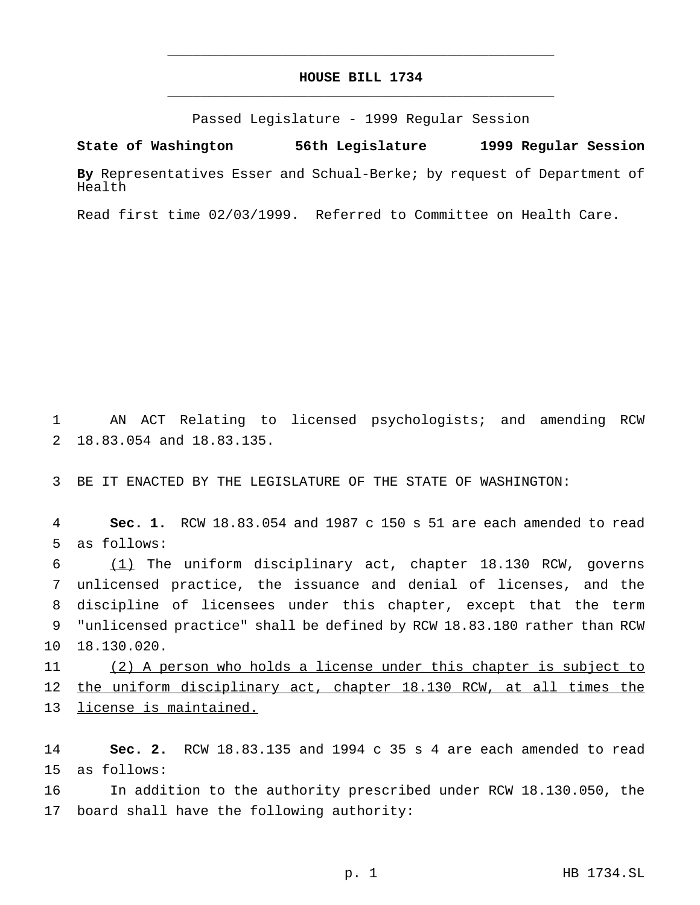# HOUSE BILL 1734

Passed Legislature - 1999 Regular Session

**State of Washington 56th Legislature 1999 Regular Session**

**By** Representatives Esser and Schual-Berke; by request of Department of Health

Read first time 02/03/1999. Referred to Committee on Health Care.

1 AN ACT Relating to licensed psychologists; and amending RCW 2 18.83.054 and 18.83.135.

3 BE IT ENACTED BY THE LEGISLATURE OF THE STATE OF WASHINGTON:

4 **Sec. 1.** RCW 18.83.054 and 1987 c 150 s 51 are each amended to read 5 as follows:

6 <u>(1)</u> The uniform disciplinary act, chapter 18.130 RCW, governs 7 unlicensed practice, the issuance and denial of licenses, and the 8 discipline of licensees under this chapter, except that the term 9 "unlicensed practice" shall be defined by RCW 18.83.180 rather than RCW 10 18.130.020.

11 <u>(2) A person who holds a license under this chapter is subject to</u> 12 <u>the uniform disciplinary act, chapter 18.130 RCW, at all times the</u> 13 <u>license is maintained.</u>

14 **Sec. 2.** RCW 18.83.135 and 1994 c 35 s 4 are each amended to read 15 as follows:

16 In addition to the authority prescribed under RCW 18.130.050, the 17 board shall have the following authority: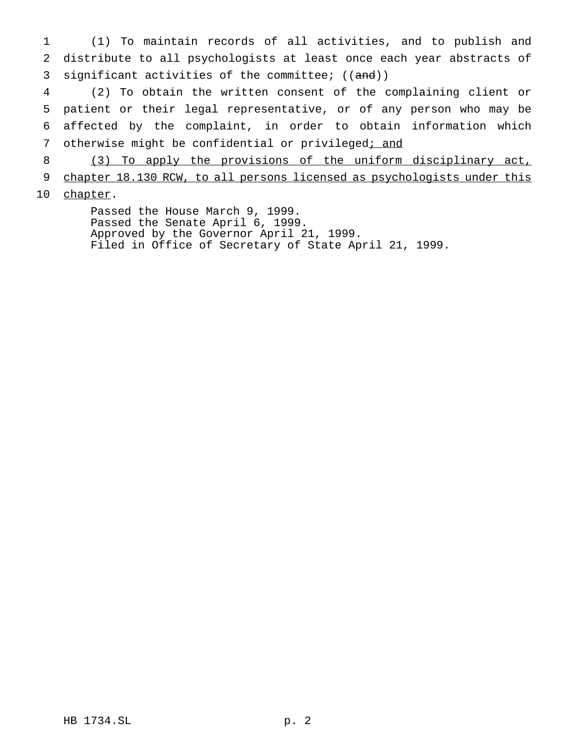(1) To maintain records of all activities, and to publish and distribute to all psychologists at least once each year abstracts of significant activities of the committee; ((~~and~~))

(2) To obtain the written consent of the complaining client or patient or their legal representative, or of any person who may be affected by the complaint, in order to obtain information which otherwise might be confidential or privileged<u>; and</u>

<u>(3) To apply the provisions of the uniform disciplinary act, chapter 18.130 RCW, to all persons licensed as psychologists under this chapter</u>.

Passed the House March 9, 1999.
Passed the Senate April 6, 1999.
Approved by the Governor April 21, 1999.
Filed in Office of Secretary of State April 21, 1999.